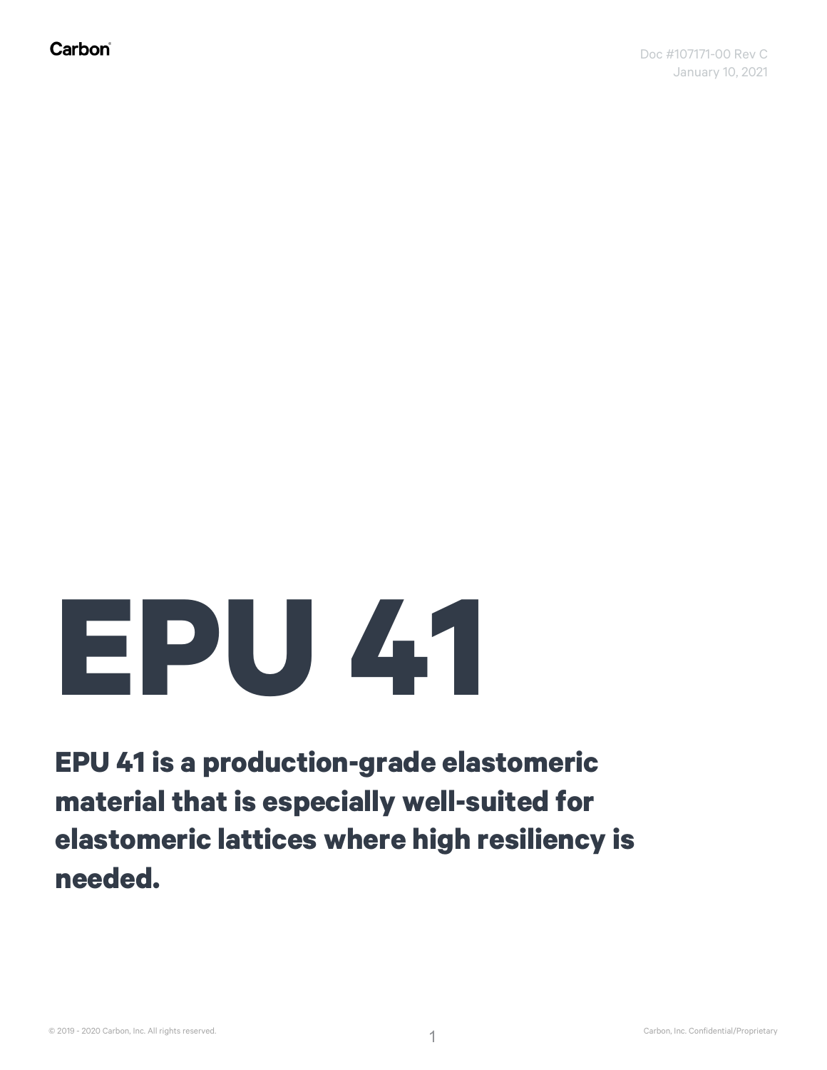# EPU 41

**EPU 41 is a production-grade elastomeric material that is especially well-suited for elastomeric lattices where high resiliency is needed.**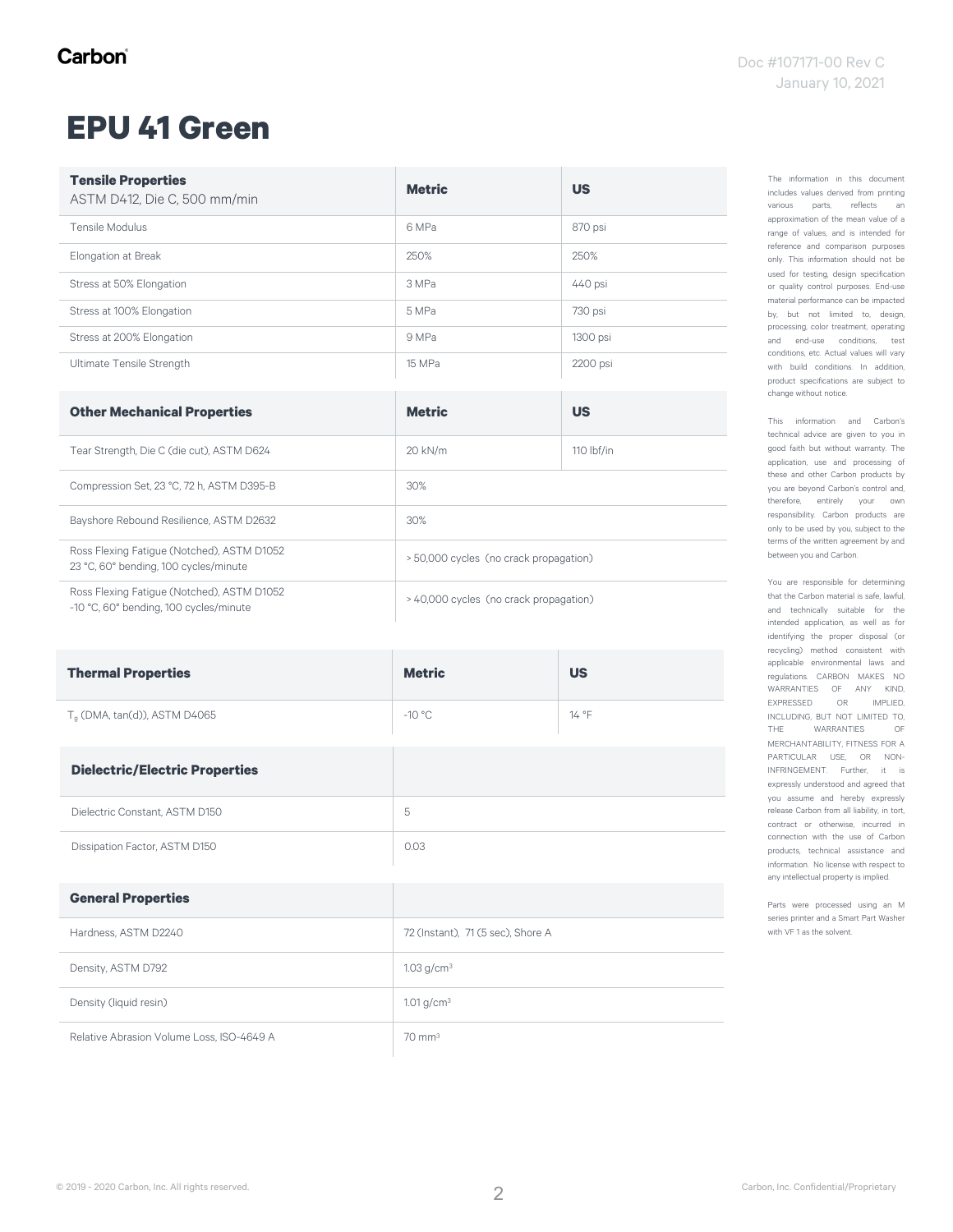Doc #107171-00 Rev C
January 10, 2021

# EPU 41 Green

| **Tensile Properties** ASTM D412, Die C, 500 mm/min | **Metric** | **US** |
|---|---|---|
| Tensile Modulus | 6 MPa | 870 psi |
| Elongation at Break | 250% | 250% |
| Stress at 50% Elongation | 3 MPa | 440 psi |
| Stress at 100% Elongation | 5 MPa | 730 psi |
| Stress at 200% Elongation | 9 MPa | 1300 psi |
| Ultimate Tensile Strength | 15 MPa | 2200 psi |

| **Other Mechanical Properties** | **Metric** | **US** |
|---|---|---|
| Tear Strength, Die C (die cut), ASTM D624 | 20 kN/m | 110 lbf/in |
| Compression Set, 23 °C, 72 h, ASTM D395-B | 30% | |
| Bayshore Rebound Resilience, ASTM D2632 | 30% | |
| Ross Flexing Fatigue (Notched), ASTM D1052 23 °C, 60° bending, 100 cycles/minute | > 50,000 cycles (no crack propagation) | |
| Ross Flexing Fatigue (Notched), ASTM D1052 -10 °C, 60° bending, 100 cycles/minute | > 40,000 cycles (no crack propagation) | |

| **Thermal Properties** | **Metric** | **US** |
|---|---|---|
| $T_g$ (DMA, tan(d)), ASTM D4065 | -10 °C | 14 °F |

| **Dielectric/Electric Properties** | |
|---|---|
| Dielectric Constant, ASTM D150 | 5 |
| Dissipation Factor, ASTM D150 | 0.03 |

| **General Properties** | |
|---|---|
| Hardness, ASTM D2240 | 72 (Instant), 71 (5 sec), Shore A |
| Density, ASTM D792 | 1.03 g/cm³ |
| Density (liquid resin) | 1.01 g/cm³ |
| Relative Abrasion Volume Loss, ISO-4649 A | 70 mm³ |

The information in this document includes values derived from printing various parts, reflects an approximation of the mean value of a range of values, and is intended for reference and comparison purposes only. This information should not be used for testing, design specification or quality control purposes. End-use material performance can be impacted by, but not limited to, design, processing, color treatment, operating and end-use conditions, test conditions, etc. Actual values will vary with build conditions. In addition, product specifications are subject to change without notice.

This information and Carbon's technical advice are given to you in good faith but without warranty. The application, use and processing of these and other Carbon products by you are beyond Carbon's control and, therefore, entirely your own responsibility. Carbon products are only to be used by you, subject to the terms of the written agreement by and between you and Carbon.

You are responsible for determining that the Carbon material is safe, lawful, and technically suitable for the intended application, as well as for identifying the proper disposal (or recycling) method consistent with applicable environmental laws and regulations. CARBON MAKES NO WARRANTIES OF ANY KIND, EXPRESSED OR IMPLIED, INCLUDING, BUT NOT LIMITED TO, THE WARRANTIES OF MERCHANTABILITY, FITNESS FOR A PARTICULAR USE, OR NON-INFRINGEMENT. Further, it is expressly understood and agreed that you assume and hereby expressly release Carbon from all liability, in tort, contract or otherwise, incurred in connection with the use of Carbon products, technical assistance and information. No license with respect to any intellectual property is implied.

Parts were processed using an M series printer and a Smart Part Washer with VF 1 as the solvent.

© 2019 - 2020 Carbon, Inc. All rights reserved.

Carbon, Inc. Confidential/Proprietary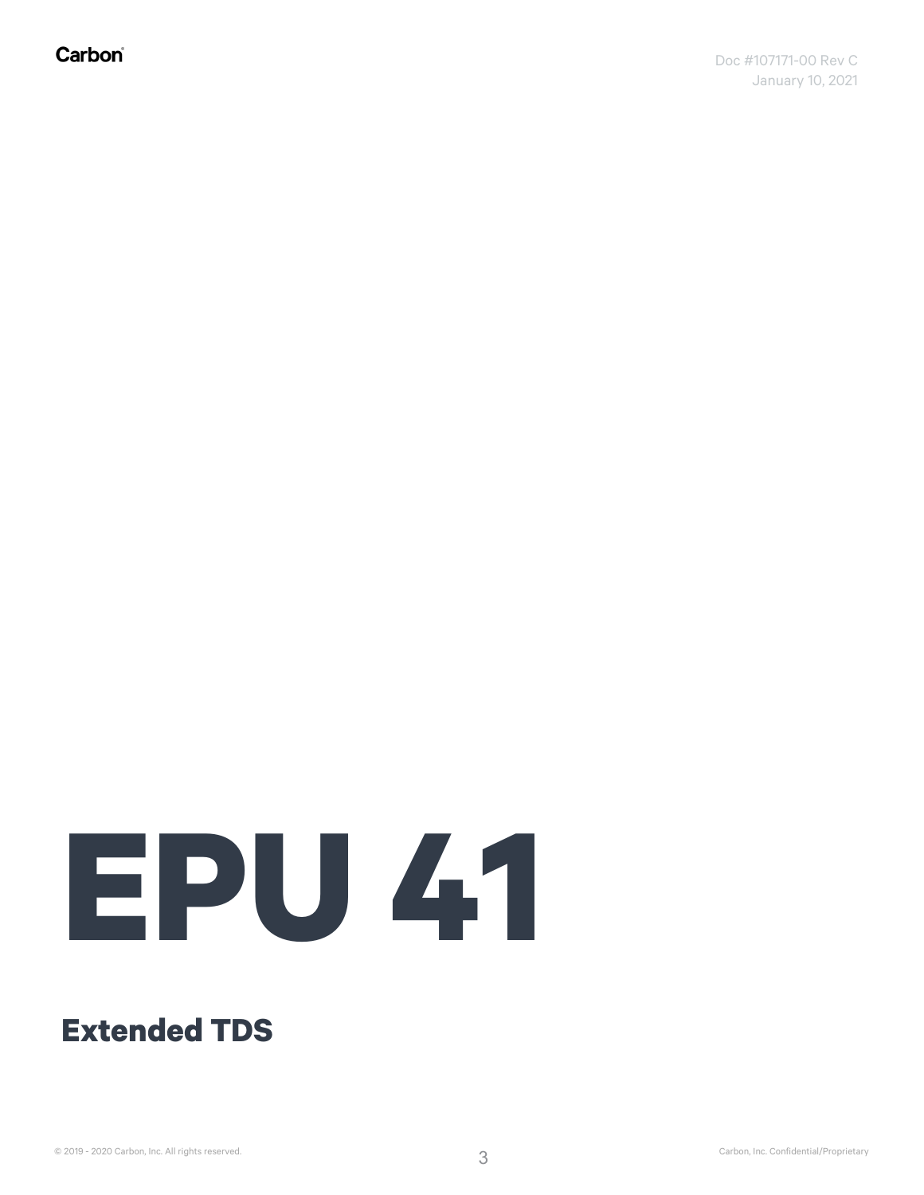# EPU 41

## Extended TDS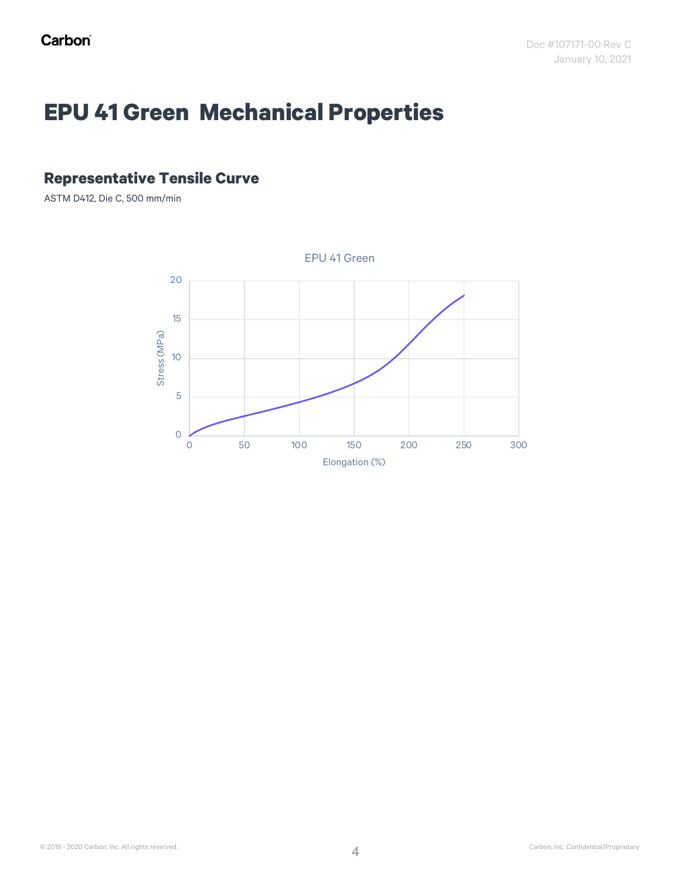# EPU 41 Green Mechanical Properties

## Representative Tensile Curve

ASTM D412, Die C, 500 mm/min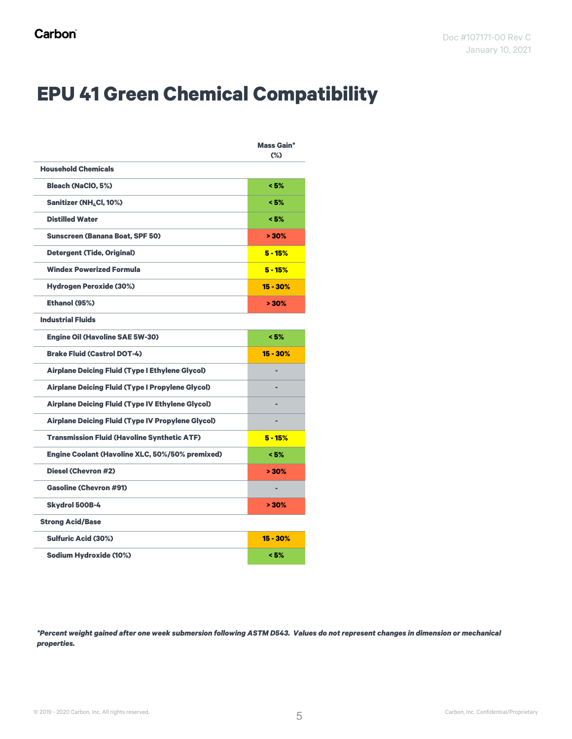# EPU 41 Green Chemical Compatibility

| | Mass Gain* (%) |
|---|---|
| **Household Chemicals** | |
| Bleach (NaClO, 5%) | < 5% |
| Sanitizer ($NH_4Cl$, 10%) | < 5% |
| Distilled Water | < 5% |
| Sunscreen (Banana Boat, SPF 50) | > 30% |
| Detergent (Tide, Original) | 5 - 15% |
| Windex Powerized Formula | 5 - 15% |
| Hydrogen Peroxide (30%) | 15 - 30% |
| Ethanol (95%) | > 30% |
| **Industrial Fluids** | |
| Engine Oil (Havoline SAE 5W-30) | < 5% |
| Brake Fluid (Castrol DOT-4) | 15 - 30% |
| Airplane Deicing Fluid (Type I Ethylene Glycol) | - |
| Airplane Deicing Fluid (Type I Propylene Glycol) | - |
| Airplane Deicing Fluid (Type IV Ethylene Glycol) | - |
| Airplane Deicing Fluid (Type IV Propylene Glycol) | - |
| Transmission Fluid (Havoline Synthetic ATF) | 5 - 15% |
| Engine Coolant (Havoline XLC, 50%/50% premixed) | < 5% |
| Diesel (Chevron #2) | > 30% |
| Gasoline (Chevron #91) | - |
| Skydrol 500B-4 | > 30% |
| **Strong Acid/Base** | |
| Sulfuric Acid (30%) | 15 - 30% |
| Sodium Hydroxide (10%) | < 5% |

***Percent weight gained after one week submersion following ASTM D543. Values do not represent changes in dimension or mechanical properties.***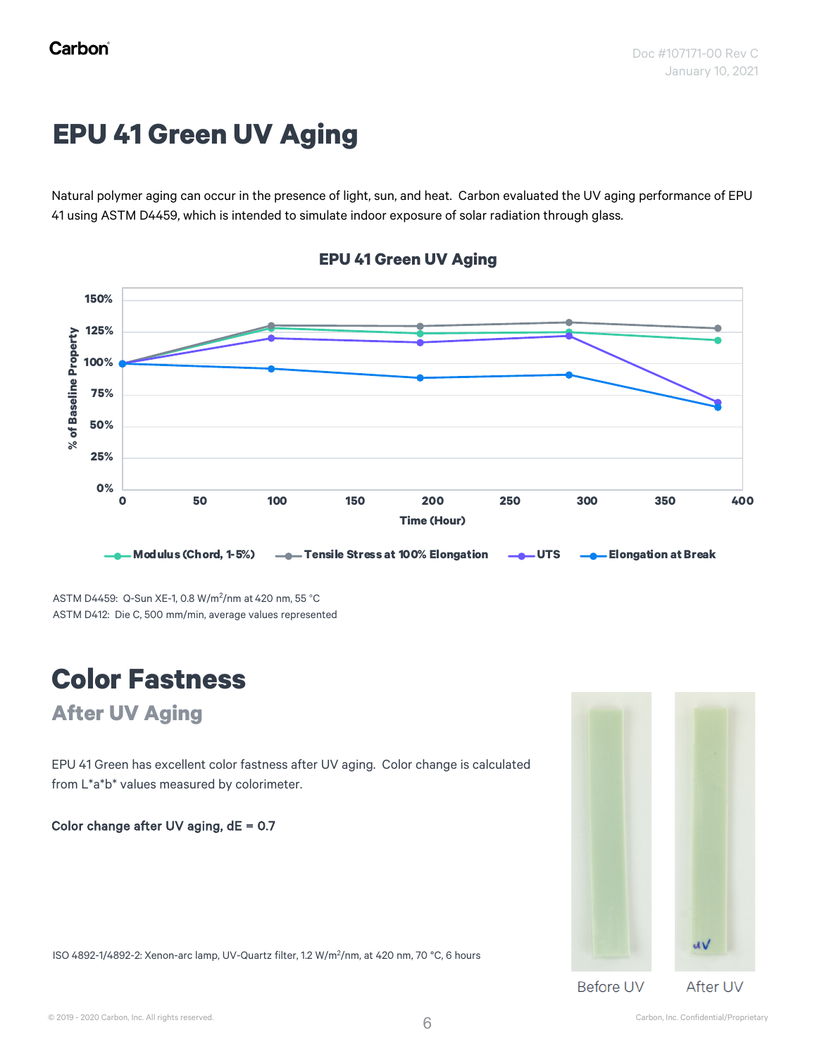# EPU 41 Green UV Aging

Natural polymer aging can occur in the presence of light, sun, and heat. Carbon evaluated the UV aging performance of EPU 41 using ASTM D4459, which is intended to simulate indoor exposure of solar radiation through glass.

**EPU 41 Green UV Aging**

% of Baseline Property

Time (Hour)

Modulus (Chord, 1-5%) | Tensile Stress at 100% Elongation | UTS | Elongation at Break

ASTM D4459: Q-Sun XE-1, 0.8 W/m$^2$/nm at 420 nm, 55 °C
ASTM D412: Die C, 500 mm/min, average values represented

# Color Fastness

## After UV Aging

EPU 41 Green has excellent color fastness after UV aging. Color change is calculated from L*a*b* values measured by colorimeter.

**Color change after UV aging, dE = 0.7**

ISO 4892-1/4892-2: Xenon-arc lamp, UV-Quartz filter, 1.2 W/m$^2$/nm, at 420 nm, 70 °C, 6 hours

Before UV | After UV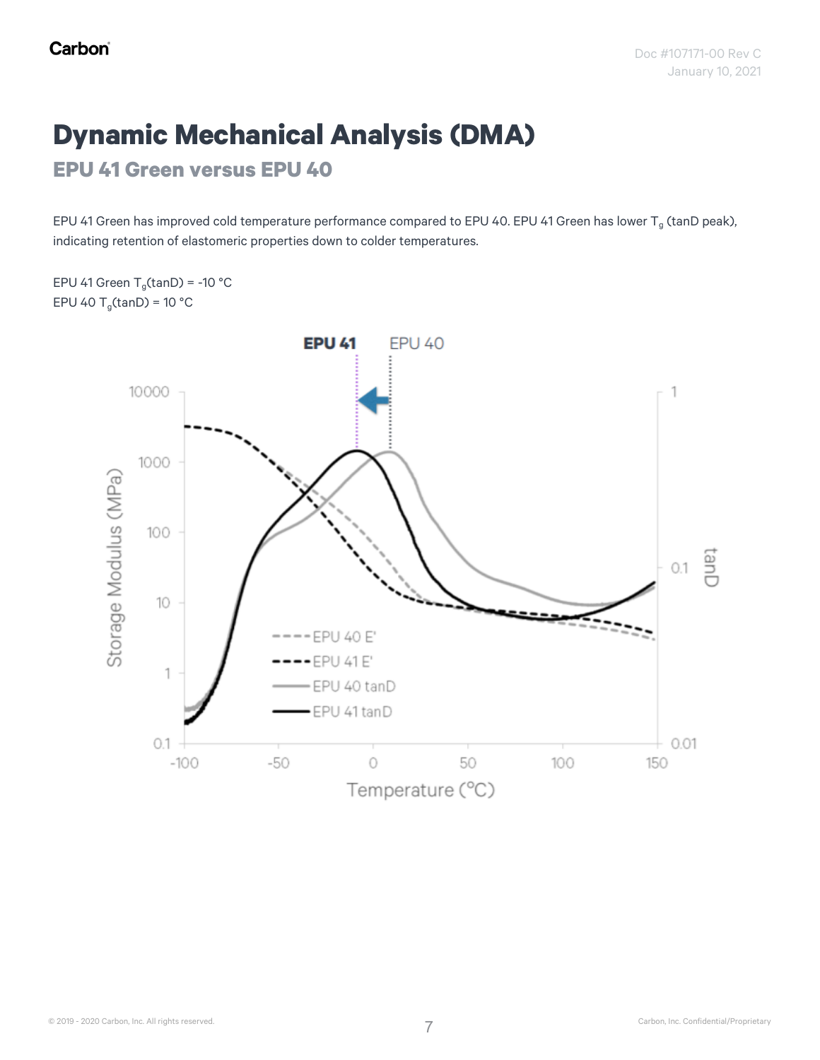# Dynamic Mechanical Analysis (DMA)

## EPU 41 Green versus EPU 40

EPU 41 Green has improved cold temperature performance compared to EPU 40. EPU 41 Green has lower $T_g$ (tanD peak), indicating retention of elastomeric properties down to colder temperatures.

EPU 41 Green $T_g$(tanD) = -10 °C
EPU 40 $T_g$(tanD) = 10 °C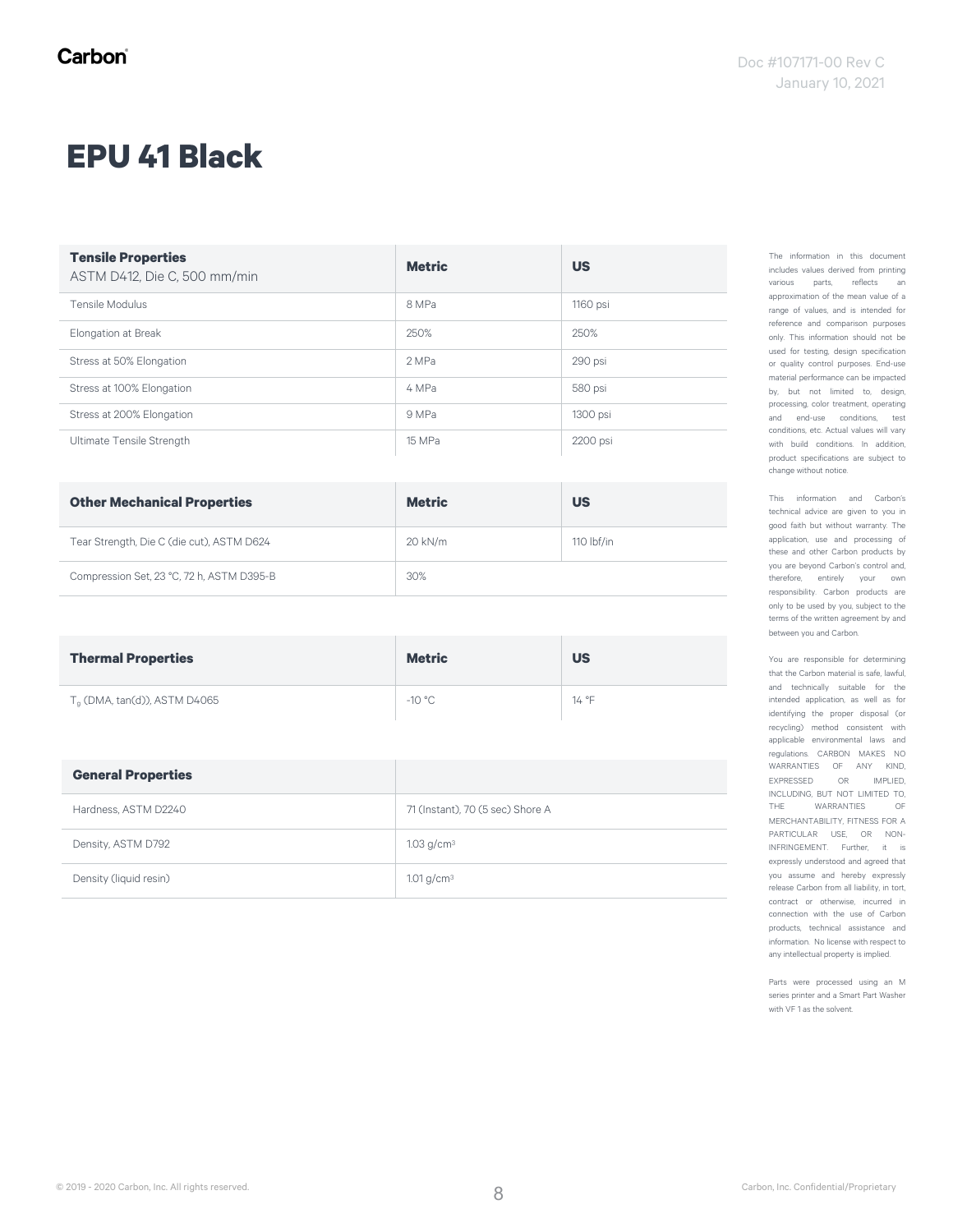# EPU 41 Black

| **Tensile Properties** ASTM D412, Die C, 500 mm/min | **Metric** | **US** |
|---|---|---|
| Tensile Modulus | 8 MPa | 1160 psi |
| Elongation at Break | 250% | 250% |
| Stress at 50% Elongation | 2 MPa | 290 psi |
| Stress at 100% Elongation | 4 MPa | 580 psi |
| Stress at 200% Elongation | 9 MPa | 1300 psi |
| Ultimate Tensile Strength | 15 MPa | 2200 psi |

| **Other Mechanical Properties** | **Metric** | **US** |
|---|---|---|
| Tear Strength, Die C (die cut), ASTM D624 | 20 kN/m | 110 lbf/in |
| Compression Set, 23 °C, 72 h, ASTM D395-B | 30% | |

| **Thermal Properties** | **Metric** | **US** |
|---|---|---|
| $T_g$ (DMA, tan(d)), ASTM D4065 | -10 °C | 14 °F |

| **General Properties** | |
|---|---|
| Hardness, ASTM D2240 | 71 (Instant), 70 (5 sec) Shore A |
| Density, ASTM D792 | 1.03 g/cm³ |
| Density (liquid resin) | 1.01 g/cm³ |

The information in this document includes values derived from printing various parts, reflects an approximation of the mean value of a range of values, and is intended for reference and comparison purposes only. This information should not be used for testing, design specification or quality control purposes. End-use material performance can be impacted by, but not limited to, design, processing, color treatment, operating and end-use conditions, test conditions, etc. Actual values will vary with build conditions. In addition, product specifications are subject to change without notice.

This information and Carbon's technical advice are given to you in good faith but without warranty. The application, use and processing of these and other Carbon products by you are beyond Carbon's control and, therefore, entirely your own responsibility. Carbon products are only to be used by you, subject to the terms of the written agreement by and between you and Carbon.

You are responsible for determining that the Carbon material is safe, lawful, and technically suitable for the intended application, as well as for identifying the proper disposal (or recycling) method consistent with applicable environmental laws and regulations. CARBON MAKES NO WARRANTIES OF ANY KIND, EXPRESSED OR IMPLIED, INCLUDING, BUT NOT LIMITED TO, THE WARRANTIES OF MERCHANTABILITY, FITNESS FOR A PARTICULAR USE, OR NON-INFRINGEMENT. Further, it is expressly understood and agreed that you assume and hereby expressly release Carbon from all liability, in tort, contract or otherwise, incurred in connection with the use of Carbon products, technical assistance and information. No license with respect to any intellectual property is implied.

Parts were processed using an M series printer and a Smart Part Washer with VF 1 as the solvent.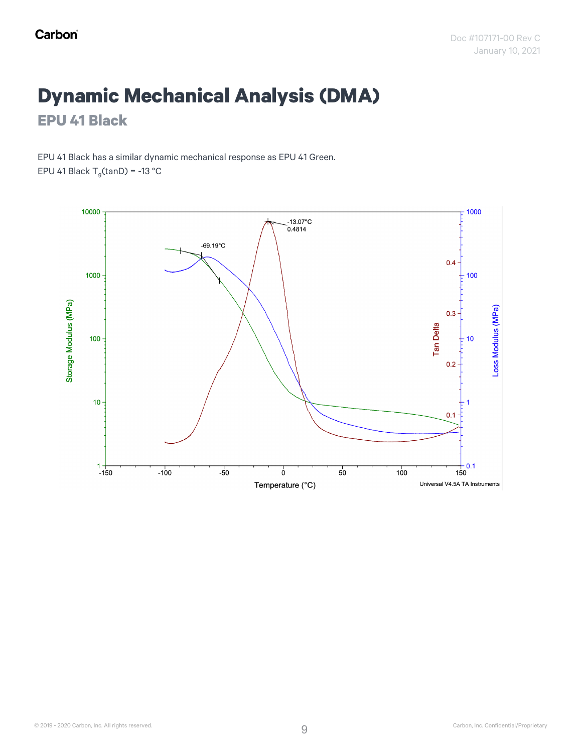# Dynamic Mechanical Analysis (DMA)

## EPU 41 Black

EPU 41 Black has a similar dynamic mechanical response as EPU 41 Green.
EPU 41 Black $T_g$(tanD) = -13 °C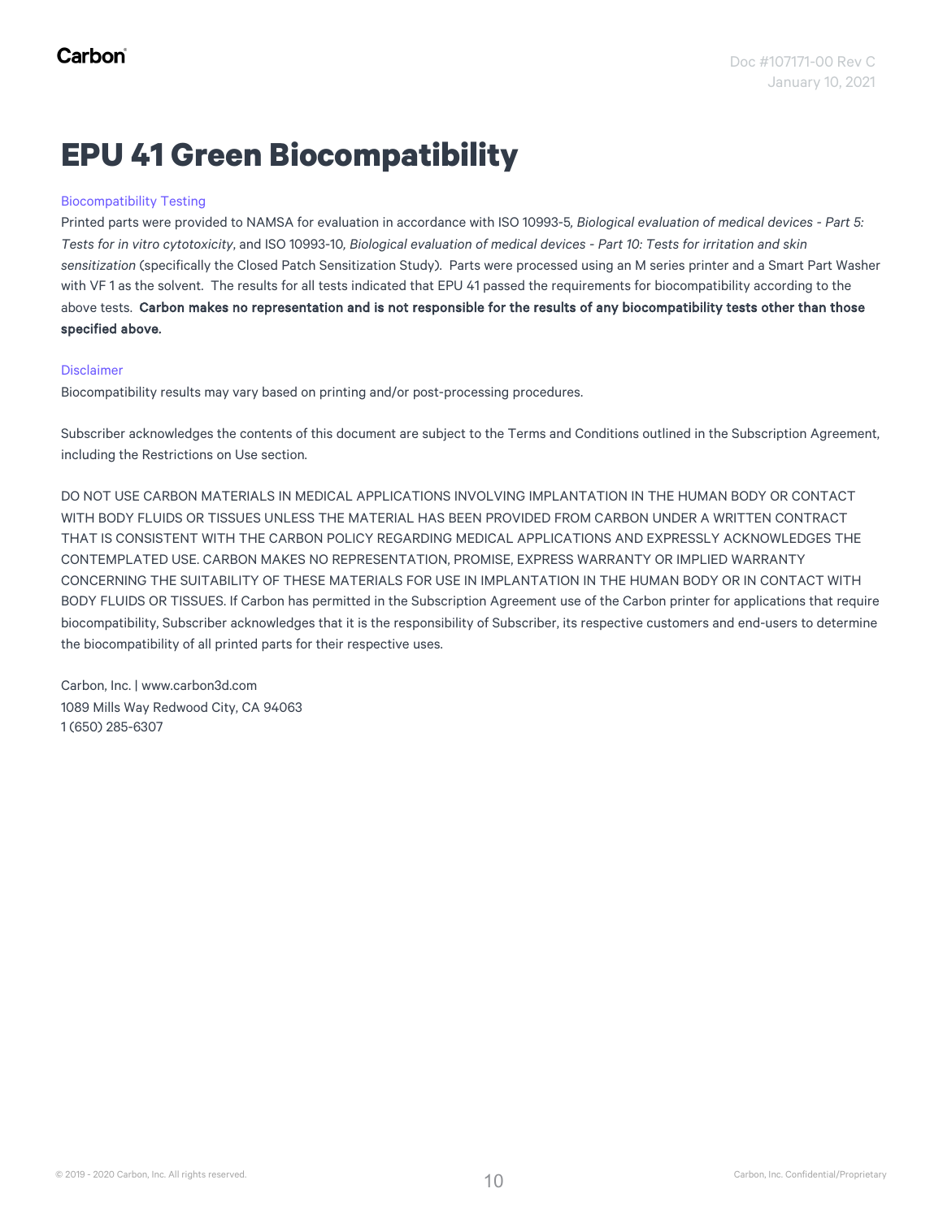# EPU 41 Green Biocompatibility

## Biocompatibility Testing

Printed parts were provided to NAMSA for evaluation in accordance with ISO 10993-5, *Biological evaluation of medical devices - Part 5: Tests for in vitro cytotoxicity*, and ISO 10993-10, *Biological evaluation of medical devices - Part 10: Tests for irritation and skin sensitization* (specifically the Closed Patch Sensitization Study). Parts were processed using an M series printer and a Smart Part Washer with VF 1 as the solvent. The results for all tests indicated that EPU 41 passed the requirements for biocompatibility according to the above tests. **Carbon makes no representation and is not responsible for the results of any biocompatibility tests other than those specified above.**

## Disclaimer

Biocompatibility results may vary based on printing and/or post-processing procedures.

Subscriber acknowledges the contents of this document are subject to the Terms and Conditions outlined in the Subscription Agreement, including the Restrictions on Use section.

DO NOT USE CARBON MATERIALS IN MEDICAL APPLICATIONS INVOLVING IMPLANTATION IN THE HUMAN BODY OR CONTACT WITH BODY FLUIDS OR TISSUES UNLESS THE MATERIAL HAS BEEN PROVIDED FROM CARBON UNDER A WRITTEN CONTRACT THAT IS CONSISTENT WITH THE CARBON POLICY REGARDING MEDICAL APPLICATIONS AND EXPRESSLY ACKNOWLEDGES THE CONTEMPLATED USE. CARBON MAKES NO REPRESENTATION, PROMISE, EXPRESS WARRANTY OR IMPLIED WARRANTY CONCERNING THE SUITABILITY OF THESE MATERIALS FOR USE IN IMPLANTATION IN THE HUMAN BODY OR IN CONTACT WITH BODY FLUIDS OR TISSUES. If Carbon has permitted in the Subscription Agreement use of the Carbon printer for applications that require biocompatibility, Subscriber acknowledges that it is the responsibility of Subscriber, its respective customers and end-users to determine the biocompatibility of all printed parts for their respective uses.

Carbon, Inc. | www.carbon3d.com
1089 Mills Way Redwood City, CA 94063
1 (650) 285-6307